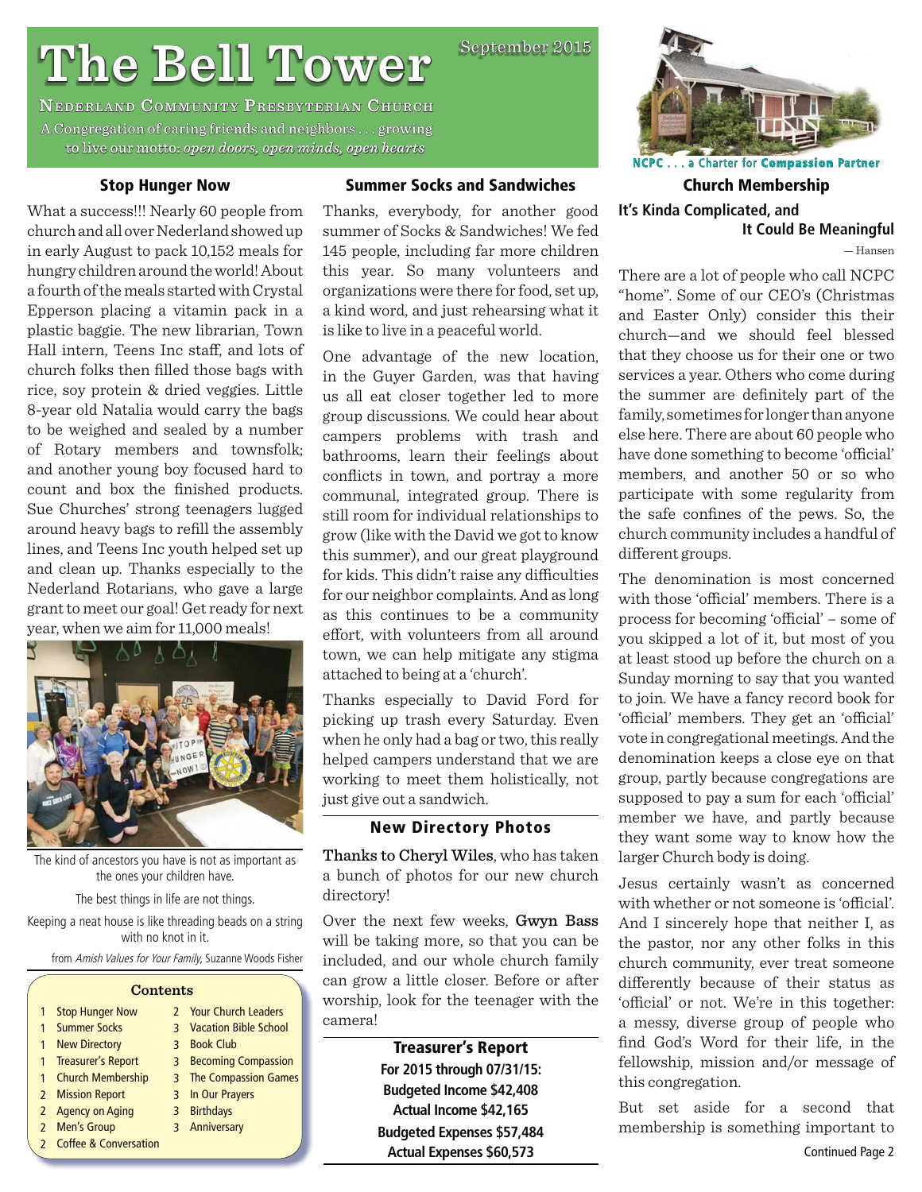# The Bell Tower

September 2015

**Nederland Community Presbyterian Church**

A Congregation of caring friends and neighbors . . . growing to live our motto: *open doors, open minds, open hearts*

NCPC . . . a Charter for **Compassion Partner**

## Stop Hunger Now

What a success!!! Nearly 60 people from church and all over Nederland showed up in early August to pack 10,152 meals for hungry children around the world! About a fourth of the meals started with Crystal Epperson placing a vitamin pack in a plastic baggie. The new librarian, Town Hall intern, Teens Inc staff, and lots of church folks then filled those bags with rice, soy protein & dried veggies. Little 8-year old Natalia would carry the bags to be weighed and sealed by a number of Rotary members and townsfolk; and another young boy focused hard to count and box the finished products. Sue Churches' strong teenagers lugged around heavy bags to refill the assembly lines, and Teens Inc youth helped set up and clean up. Thanks especially to the Nederland Rotarians, who gave a large grant to meet our goal! Get ready for next year, when we aim for 11,000 meals!

The kind of ancestors you have is not as important as the ones your children have.

The best things in life are not things.

Keeping a neat house is like threading beads on a string with no knot in it.

from *Amish Values for Your Family*, Suzanne Woods Fisher

### Contents

| | | | |
|---|---|---|---|
| 1 | Stop Hunger Now | 2 | Your Church Leaders |
| 1 | Summer Socks | 3 | Vacation Bible School |
| 1 | New Directory | 3 | Book Club |
| 1 | Treasurer's Report | 3 | Becoming Compassion |
| 1 | Church Membership | 3 | The Compassion Games |
| 2 | Mission Report | 3 | In Our Prayers |
| 2 | Agency on Aging | 3 | Birthdays |
| 2 | Men's Group | 3 | Anniversary |
| 2 | Coffee & Conversation | | |

## Summer Socks and Sandwiches

Thanks, everybody, for another good summer of Socks & Sandwiches! We fed 145 people, including far more children this year. So many volunteers and organizations were there for food, set up, a kind word, and just rehearsing what it is like to live in a peaceful world.

One advantage of the new location, in the Guyer Garden, was that having us all eat closer together led to more group discussions. We could hear about campers problems with trash and bathrooms, learn their feelings about conflicts in town, and portray a more communal, integrated group. There is still room for individual relationships to grow (like with the David we got to know this summer), and our great playground for kids. This didn't raise any difficulties for our neighbor complaints. And as long as this continues to be a community effort, with volunteers from all around town, we can help mitigate any stigma attached to being at a 'church'.

Thanks especially to David Ford for picking up trash every Saturday. Even when he only had a bag or two, this really helped campers understand that we are working to meet them holistically, not just give out a sandwich.

## New Directory Photos

**Thanks to Cheryl Wiles**, who has taken a bunch of photos for our new church directory!

Over the next few weeks, **Gwyn Bass** will be taking more, so that you can be included, and our whole church family can grow a little closer. Before or after worship, look for the teenager with the camera!

## Treasurer's Report

**For 2015 through 07/31/15:**
**Budgeted Income $42,408**
**Actual Income $42,165**
**Budgeted Expenses $57,484**
**Actual Expenses $60,573**

## Church Membership

### It's Kinda Complicated, and It Could Be Meaningful

— Hansen

There are a lot of people who call NCPC "home". Some of our CEO's (Christmas and Easter Only) consider this their church—and we should feel blessed that they choose us for their one or two services a year. Others who come during the summer are definitely part of the family, sometimes for longer than anyone else here. There are about 60 people who have done something to become 'official' members, and another 50 or so who participate with some regularity from the safe confines of the pews. So, the church community includes a handful of different groups.

The denomination is most concerned with those 'official' members. There is a process for becoming 'official' – some of you skipped a lot of it, but most of you at least stood up before the church on a Sunday morning to say that you wanted to join. We have a fancy record book for 'official' members. They get an 'official' vote in congregational meetings. And the denomination keeps a close eye on that group, partly because congregations are supposed to pay a sum for each 'official' member we have, and partly because they want some way to know how the larger Church body is doing.

Jesus certainly wasn't as concerned with whether or not someone is 'official'. And I sincerely hope that neither I, as the pastor, nor any other folks in this church community, ever treat someone differently because of their status as 'official' or not. We're in this together: a messy, diverse group of people who find God's Word for their life, in the fellowship, mission and/or message of this congregation.

But set aside for a second that membership is something important to

Continued Page 2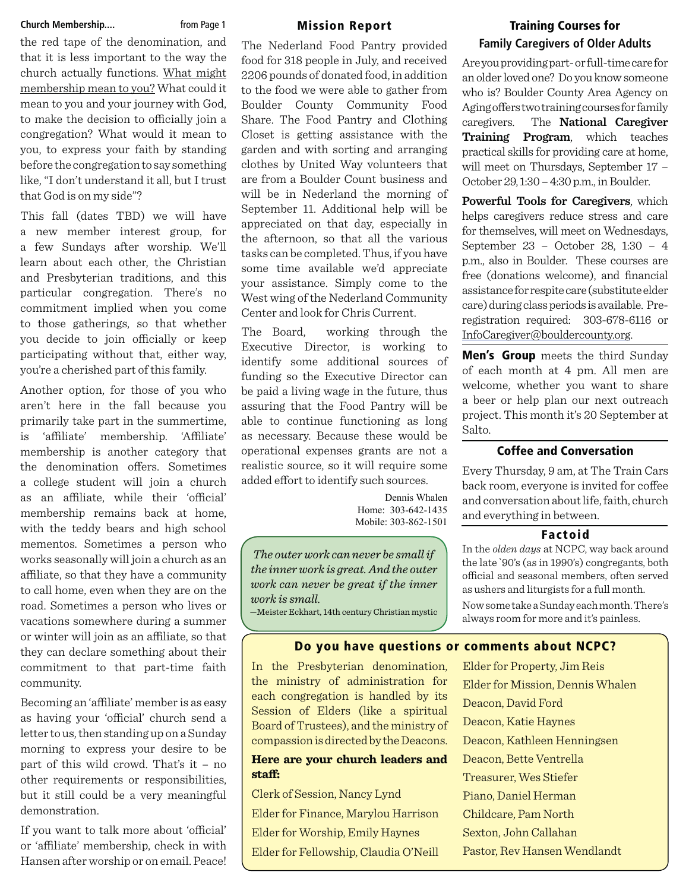**Church Membership....** from Page 1

the red tape of the denomination, and that it is less important to the way the church actually functions. What might membership mean to you? What could it mean to you and your journey with God, to make the decision to officially join a congregation? What would it mean to you, to express your faith by standing before the congregation to say something like, "I don't understand it all, but I trust that God is on my side"?

This fall (dates TBD) we will have a new member interest group, for a few Sundays after worship. We'll learn about each other, the Christian and Presbyterian traditions, and this particular congregation. There's no commitment implied when you come to those gatherings, so that whether you decide to join officially or keep participating without that, either way, you're a cherished part of this family.

Another option, for those of you who aren't here in the fall because you primarily take part in the summertime, is 'affiliate' membership. 'Affiliate' membership is another category that the denomination offers. Sometimes a college student will join a church as an affiliate, while their 'official' membership remains back at home, with the teddy bears and high school mementos. Sometimes a person who works seasonally will join a church as an affiliate, so that they have a community to call home, even when they are on the road. Sometimes a person who lives or vacations somewhere during a summer or winter will join as an affiliate, so that they can declare something about their commitment to that part-time faith community.

Becoming an 'affiliate' member is as easy as having your 'official' church send a letter to us, then standing up on a Sunday morning to express your desire to be part of this wild crowd. That's it – no other requirements or responsibilities, but it still could be a very meaningful demonstration.

If you want to talk more about 'official' or 'affiliate' membership, check in with Hansen after worship or on email. Peace!

## Mission Report

The Nederland Food Pantry provided food for 318 people in July, and received 2206 pounds of donated food, in addition to the food we were able to gather from Boulder County Community Food Share. The Food Pantry and Clothing Closet is getting assistance with the garden and with sorting and arranging clothes by United Way volunteers that are from a Boulder Count business and will be in Nederland the morning of September 11. Additional help will be appreciated on that day, especially in the afternoon, so that all the various tasks can be completed. Thus, if you have some time available we'd appreciate your assistance. Simply come to the West wing of the Nederland Community Center and look for Chris Current.

The Board, working through the Executive Director, is working to identify some additional sources of funding so the Executive Director can be paid a living wage in the future, thus assuring that the Food Pantry will be able to continue functioning as long as necessary. Because these would be operational expenses grants are not a realistic source, so it will require some added effort to identify such sources.

Dennis Whalen
Home: 303-642-1435
Mobile: 303-862-1501

*The outer work can never be small if the inner work is great. And the outer work can never be great if the inner work is small.*
—Meister Eckhart, 14th century Christian mystic

## Training Courses for Family Caregivers of Older Adults

Are you providing part- or full-time care for an older loved one? Do you know someone who is? Boulder County Area Agency on Aging offers two training courses for family caregivers. The **National Caregiver Training Program**, which teaches practical skills for providing care at home, will meet on Thursdays, September 17 – October 29, 1:30 – 4:30 p.m., in Boulder.

**Powerful Tools for Caregivers**, which helps caregivers reduce stress and care for themselves, will meet on Wednesdays, September 23 – October 28, 1:30 – 4 p.m., also in Boulder. These courses are free (donations welcome), and financial assistance for respite care (substitute elder care) during class periods is available. Pre-registration required: 303-678-6116 or InfoCaregiver@bouldercounty.org.

**Men's Group** meets the third Sunday of each month at 4 pm. All men are welcome, whether you want to share a beer or help plan our next outreach project. This month it's 20 September at Salto.

## Coffee and Conversation

Every Thursday, 9 am, at The Train Cars back room, everyone is invited for coffee and conversation about life, faith, church and everything in between.

## Factoid

In the *olden days* at NCPC, way back around the late `90's (as in 1990's) congregants, both official and seasonal members, often served as ushers and liturgists for a full month.

Now some take a Sunday each month. There's always room for more and it's painless.

## Do you have questions or comments about NCPC?

In the Presbyterian denomination, the ministry of administration for each congregation is handled by its Session of Elders (like a spiritual Board of Trustees), and the ministry of compassion is directed by the Deacons.

**Here are your church leaders and staff:**

Clerk of Session, Nancy Lynd
Elder for Finance, Marylou Harrison
Elder for Worship, Emily Haynes
Elder for Fellowship, Claudia O'Neill
Elder for Property, Jim Reis
Elder for Mission, Dennis Whalen
Deacon, David Ford
Deacon, Katie Haynes
Deacon, Kathleen Henningsen
Deacon, Bette Ventrella
Treasurer, Wes Stiefer
Piano, Daniel Herman
Childcare, Pam North
Sexton, John Callahan
Pastor, Rev Hansen Wendlandt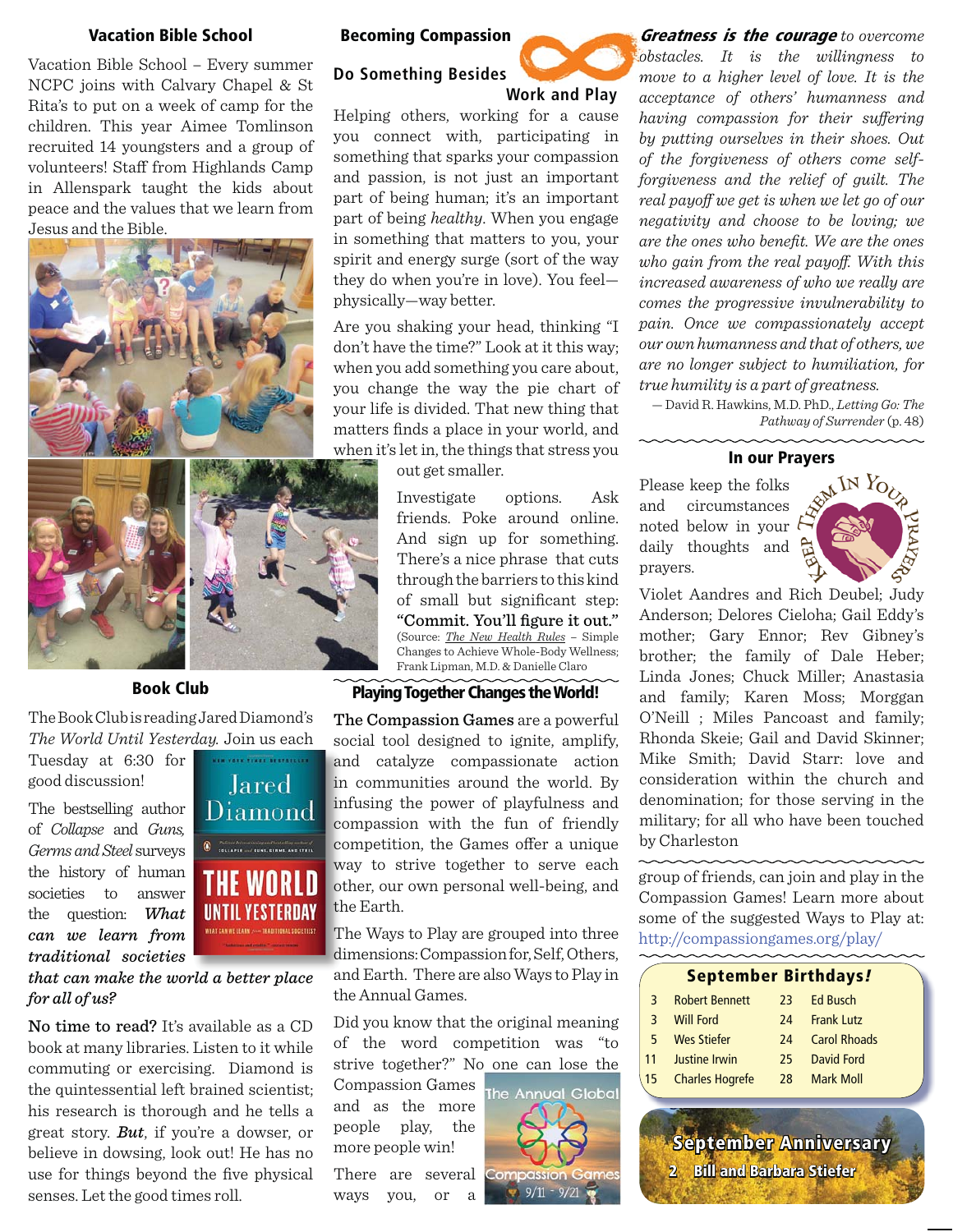## Vacation Bible School

Vacation Bible School – Every summer NCPC joins with Calvary Chapel & St Rita's to put on a week of camp for the children. This year Aimee Tomlinson recruited 14 youngsters and a group of volunteers! Staff from Highlands Camp in Allenspark taught the kids about peace and the values that we learn from Jesus and the Bible.

## Book Club

The Book Club is reading Jared Diamond's *The World Until Yesterday.* Join us each Tuesday at 6:30 for good discussion!

The bestselling author of *Collapse* and *Guns, Germs and Steel* surveys the history of human societies to answer the question: ***What can we learn from traditional societies that can make the world a better place for all of us?***

**No time to read?** It's available as a CD book at many libraries. Listen to it while commuting or exercising. Diamond is the quintessential left brained scientist; his research is thorough and he tells a great story. ***But***, if you're a dowser, or believe in dowsing, look out! He has no use for things beyond the five physical senses. Let the good times roll.

## Becoming Compassion

### Do Something Besides Work and Play

Helping others, working for a cause you connect with, participating in something that sparks your compassion and passion, is not just an important part of being human; it's an important part of being *healthy*. When you engage in something that matters to you, your spirit and energy surge (sort of the way they do when you're in love). You feel—physically—way better.

Are you shaking your head, thinking "I don't have the time?" Look at it this way; when you add something you care about, you change the way the pie chart of your life is divided. That new thing that matters finds a place in your world, and when it's let in, the things that stress you out get smaller.

Investigate options. Ask friends. Poke around online. And sign up for something. There's a nice phrase that cuts through the barriers to this kind of small but significant step: **"Commit. You'll figure it out."** (Source: The New Health Rules – Simple Changes to Achieve Whole-Body Wellness; Frank Lipman, M.D. & Danielle Claro

## Playing Together Changes the World!

**The Compassion Games** are a powerful social tool designed to ignite, amplify, and catalyze compassionate action in communities around the world. By infusing the power of playfulness and compassion with the fun of friendly competition, the Games offer a unique way to strive together to serve each other, our own personal well-being, and the Earth.

The Ways to Play are grouped into three dimensions: Compassion for, Self, Others, and Earth. There are also Ways to Play in the Annual Games.

Did you know that the original meaning of the word competition was "to strive together?" No one can lose the Compassion Games and as the more people play, the more people win!

There are several ways you, or a group of friends, can join and play in the Compassion Games! Learn more about some of the suggested Ways to Play at: http://compassiongames.org/play/

The Annual Global Compassion Games 9/11 - 9/21

***Greatness is the courage** to overcome obstacles. It is the willingness to move to a higher level of love. It is the acceptance of others' humanness and having compassion for their suffering by putting ourselves in their shoes. Out of the forgiveness of others come self-forgiveness and the relief of guilt. The real payoff we get is when we let go of our negativity and choose to be loving; we are the ones who benefit. We are the ones who gain from the real payoff. With this increased awareness of who we really are comes the progressive invulnerability to pain. Once we compassionately accept our own humanness and that of others, we are no longer subject to humiliation, for true humility is a part of greatness.*

— David R. Hawkins, M.D. PhD., *Letting Go: The Pathway of Surrender* (p. 48)

## In our Prayers

Please keep the folks and circumstances noted below in your daily thoughts and prayers.

Violet Aandres and Rich Deubel; Judy Anderson; Delores Cieloha; Gail Eddy's mother; Gary Ennor; Rev Gibney's brother; the family of Dale Heber; Linda Jones; Chuck Miller; Anastasia and family; Karen Moss; Morggan O'Neill ; Miles Pancoast and family; Rhonda Skeie; Gail and David Skinner; Mike Smith; David Starr: love and consideration within the church and denomination; for those serving in the military; for all who have been touched by Charleston

## September Birthdays!

| | | | |
|---|---|---|---|
| 3 | Robert Bennett | 23 | Ed Busch |
| 3 | Will Ford | 24 | Frank Lutz |
| 5 | Wes Stiefer | 24 | Carol Rhoads |
| 11 | Justine Irwin | 25 | David Ford |
| 15 | Charles Hogrefe | 28 | Mark Moll |

## September Anniversary

2 Bill and Barbara Stiefer